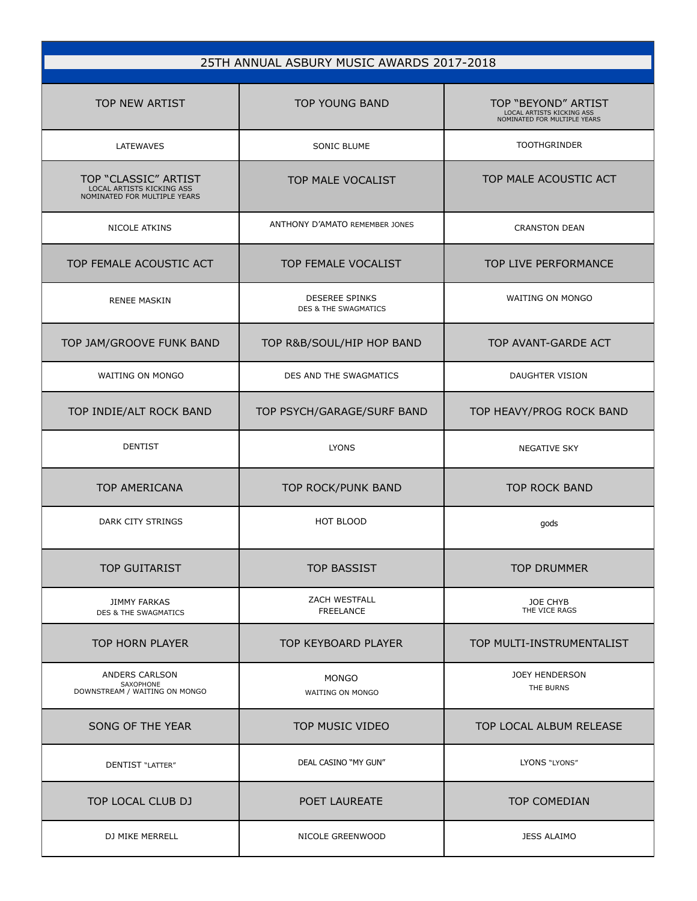# 25TH ANNUAL ASBURY MUSIC AWARDS 2017-2018

| TOP NEW ARTIST | TOP YOUNG BAND | TOP "BEYOND" ARTIST LOCAL ARTISTS KICKING ASS NOMINATED FOR MULTIPLE YEARS |
|---|---|---|
| LATEWAVES | SONIC BLUME | TOOTHGRINDER |
| **TOP "CLASSIC" ARTIST** LOCAL ARTISTS KICKING ASS NOMINATED FOR MULTIPLE YEARS | **TOP MALE VOCALIST** | **TOP MALE ACOUSTIC ACT** |
| NICOLE ATKINS | ANTHONY D'AMATO REMEMBER JONES | CRANSTON DEAN |
| **TOP FEMALE ACOUSTIC ACT** | **TOP FEMALE VOCALIST** | **TOP LIVE PERFORMANCE** |
| RENEE MASKIN | DESEREE SPINKS DES & THE SWAGMATICS | WAITING ON MONGO |
| **TOP JAM/GROOVE FUNK BAND** | **TOP R&B/SOUL/HIP HOP BAND** | **TOP AVANT-GARDE ACT** |
| WAITING ON MONGO | DES AND THE SWAGMATICS | DAUGHTER VISION |
| **TOP INDIE/ALT ROCK BAND** | **TOP PSYCH/GARAGE/SURF BAND** | **TOP HEAVY/PROG ROCK BAND** |
| DENTIST | LYONS | NEGATIVE SKY |
| **TOP AMERICANA** | **TOP ROCK/PUNK BAND** | **TOP ROCK BAND** |
| DARK CITY STRINGS | HOT BLOOD | gods |
| **TOP GUITARIST** | **TOP BASSIST** | **TOP DRUMMER** |
| JIMMY FARKAS DES & THE SWAGMATICS | ZACH WESTFALL FREELANCE | JOE CHYB THE VICE RAGS |
| **TOP HORN PLAYER** | **TOP KEYBOARD PLAYER** | **TOP MULTI-INSTRUMENTALIST** |
| ANDERS CARLSON SAXOPHONE DOWNSTREAM / WAITING ON MONGO | MONGO WAITING ON MONGO | JOEY HENDERSON THE BURNS |
| **SONG OF THE YEAR** | **TOP MUSIC VIDEO** | **TOP LOCAL ALBUM RELEASE** |
| DENTIST "LATTER" | DEAL CASINO "MY GUN" | LYONS "LYONS" |
| **TOP LOCAL CLUB DJ** | **POET LAUREATE** | **TOP COMEDIAN** |
| DJ MIKE MERRELL | NICOLE GREENWOOD | JESS ALAIMO |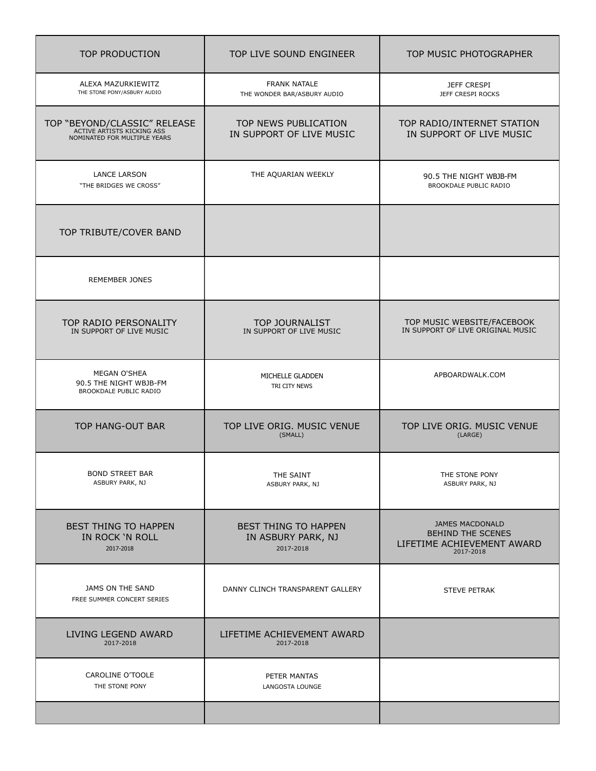| | | |
|---|---|---|
| TOP PRODUCTION | TOP LIVE SOUND ENGINEER | TOP MUSIC PHOTOGRAPHER |
| ALEXA MAZURKIEWITZ THE STONE PONY/ASBURY AUDIO | FRANK NATALE THE WONDER BAR/ASBURY AUDIO | JEFF CRESPI JEFF CRESPI ROCKS |
| TOP "BEYOND/CLASSIC" RELEASE ACTIVE ARTISTS KICKING ASS NOMINATED FOR MULTIPLE YEARS | TOP NEWS PUBLICATION IN SUPPORT OF LIVE MUSIC | TOP RADIO/INTERNET STATION IN SUPPORT OF LIVE MUSIC |
| LANCE LARSON "THE BRIDGES WE CROSS" | THE AQUARIAN WEEKLY | 90.5 THE NIGHT WBJB-FM BROOKDALE PUBLIC RADIO |
| TOP TRIBUTE/COVER BAND | | |
| REMEMBER JONES | | |
| TOP RADIO PERSONALITY IN SUPPORT OF LIVE MUSIC | TOP JOURNALIST IN SUPPORT OF LIVE MUSIC | TOP MUSIC WEBSITE/FACEBOOK IN SUPPORT OF LIVE ORIGINAL MUSIC |
| MEGAN O'SHEA 90.5 THE NIGHT WBJB-FM BROOKDALE PUBLIC RADIO | MICHELLE GLADDEN TRI CITY NEWS | APBOARDWALK.COM |
| TOP HANG-OUT BAR | TOP LIVE ORIG. MUSIC VENUE (SMALL) | TOP LIVE ORIG. MUSIC VENUE (LARGE) |
| BOND STREET BAR ASBURY PARK, NJ | THE SAINT ASBURY PARK, NJ | THE STONE PONY ASBURY PARK, NJ |
| BEST THING TO HAPPEN IN ROCK 'N ROLL 2017-2018 | BEST THING TO HAPPEN IN ASBURY PARK, NJ 2017-2018 | JAMES MACDONALD BEHIND THE SCENES LIFETIME ACHIEVEMENT AWARD 2017-2018 |
| JAMS ON THE SAND FREE SUMMER CONCERT SERIES | DANNY CLINCH TRANSPARENT GALLERY | STEVE PETRAK |
| LIVING LEGEND AWARD 2017-2018 | LIFETIME ACHIEVEMENT AWARD 2017-2018 | |
| CAROLINE O'TOOLE THE STONE PONY | PETER MANTAS LANGOSTA LOUNGE | |
| | | |